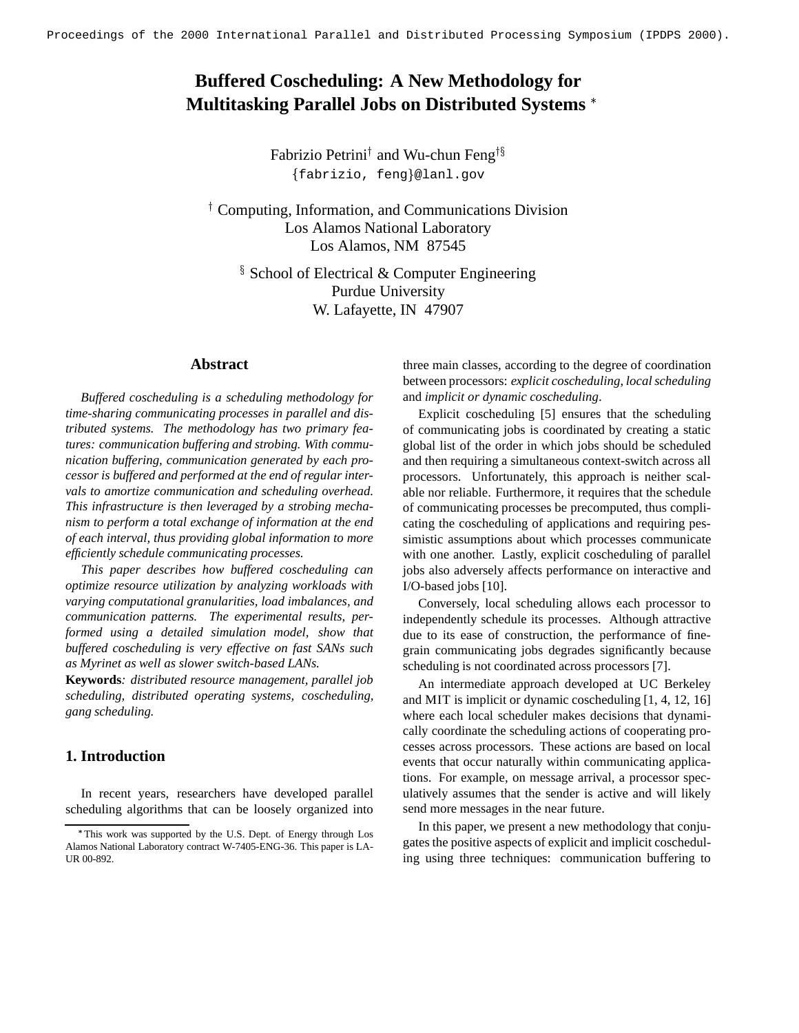# Buffered Coscheduling: A New Methodology for Multitasking Parallel Jobs on Distributed Systems *

Fabrizio Petrini[†] and Wu-chun Feng[†§]
{fabrizio, feng}@lanl.gov

[†] Computing, Information, and Communications Division
Los Alamos National Laboratory
Los Alamos, NM 87545

[§] School of Electrical & Computer Engineering
Purdue University
W. Lafayette, IN 47907

## Abstract

*Buffered coscheduling is a scheduling methodology for time-sharing communicating processes in parallel and distributed systems. The methodology has two primary features: communication buffering and strobing. With communication buffering, communication generated by each processor is buffered and performed at the end of regular intervals to amortize communication and scheduling overhead. This infrastructure is then leveraged by a strobing mechanism to perform a total exchange of information at the end of each interval, thus providing global information to more efficiently schedule communicating processes.*

*This paper describes how buffered coscheduling can optimize resource utilization by analyzing workloads with varying computational granularities, load imbalances, and communication patterns. The experimental results, performed using a detailed simulation model, show that buffered coscheduling is very effective on fast SANs such as Myrinet as well as slower switch-based LANs.*

**Keywords***: distributed resource management, parallel job scheduling, distributed operating systems, coscheduling, gang scheduling.*

## 1. Introduction

In recent years, researchers have developed parallel scheduling algorithms that can be loosely organized into three main classes, according to the degree of coordination between processors: *explicit coscheduling*, *local scheduling* and *implicit or dynamic coscheduling*.

Explicit coscheduling [5] ensures that the scheduling of communicating jobs is coordinated by creating a static global list of the order in which jobs should be scheduled and then requiring a simultaneous context-switch across all processors. Unfortunately, this approach is neither scalable nor reliable. Furthermore, it requires that the schedule of communicating processes be precomputed, thus complicating the coscheduling of applications and requiring pessimistic assumptions about which processes communicate with one another. Lastly, explicit coscheduling of parallel jobs also adversely affects performance on interactive and I/O-based jobs [10].

Conversely, local scheduling allows each processor to independently schedule its processes. Although attractive due to its ease of construction, the performance of fine-grain communicating jobs degrades significantly because scheduling is not coordinated across processors [7].

An intermediate approach developed at UC Berkeley and MIT is implicit or dynamic coscheduling [1, 4, 12, 16] where each local scheduler makes decisions that dynamically coordinate the scheduling actions of cooperating processes across processors. These actions are based on local events that occur naturally within communicating applications. For example, on message arrival, a processor speculatively assumes that the sender is active and will likely send more messages in the near future.

In this paper, we present a new methodology that conjugates the positive aspects of explicit and implicit coscheduling using three techniques: communication buffering to

*This work was supported by the U.S. Dept. of Energy through Los Alamos National Laboratory contract W-7405-ENG-36. This paper is LA-UR 00-892.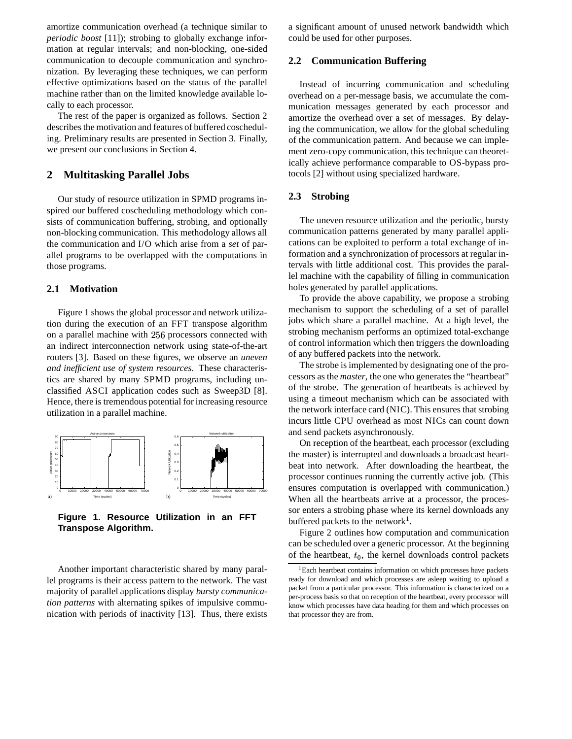amortize communication overhead (a technique similar to *periodic boost* [11]); strobing to globally exchange information at regular intervals; and non-blocking, one-sided communication to decouple communication and synchronization. By leveraging these techniques, we can perform effective optimizations based on the status of the parallel machine rather than on the limited knowledge available locally to each processor.

The rest of the paper is organized as follows. Section 2 describes the motivation and features of buffered coscheduling. Preliminary results are presented in Section 3. Finally, we present our conclusions in Section 4.

## 2 Multitasking Parallel Jobs

Our study of resource utilization in SPMD programs inspired our buffered coscheduling methodology which consists of communication buffering, strobing, and optionally non-blocking communication. This methodology allows all the communication and I/O which arise from a *set* of parallel programs to be overlapped with the computations in those programs.

### 2.1 Motivation

Figure 1 shows the global processor and network utilization during the execution of an FFT transpose algorithm on a parallel machine with $256$ processors connected with an indirect interconnection network using state-of-the-art routers [3]. Based on these figures, we observe an *uneven and inefficient use of system resources*. These characteristics are shared by many SPMD programs, including unclassified ASCI application codes such as Sweep3D [8]. Hence, there is tremendous potential for increasing resource utilization in a parallel machine.

**Figure 1. Resource Utilization in an FFT Transpose Algorithm.**

Another important characteristic shared by many parallel programs is their access pattern to the network. The vast majority of parallel applications display *bursty communication patterns* with alternating spikes of impulsive communication with periods of inactivity [13]. Thus, there exists a significant amount of unused network bandwidth which could be used for other purposes.

### 2.2 Communication Buffering

Instead of incurring communication and scheduling overhead on a per-message basis, we accumulate the communication messages generated by each processor and amortize the overhead over a set of messages. By delaying the communication, we allow for the global scheduling of the communication pattern. And because we can implement zero-copy communication, this technique can theoretically achieve performance comparable to OS-bypass protocols [2] without using specialized hardware.

### 2.3 Strobing

The uneven resource utilization and the periodic, bursty communication patterns generated by many parallel applications can be exploited to perform a total exchange of information and a synchronization of processors at regular intervals with little additional cost. This provides the parallel machine with the capability of filling in communication holes generated by parallel applications.

To provide the above capability, we propose a strobing mechanism to support the scheduling of a set of parallel jobs which share a parallel machine. At a high level, the strobing mechanism performs an optimized total-exchange of control information which then triggers the downloading of any buffered packets into the network.

The strobe is implemented by designating one of the processors as the *master*, the one who generates the "heartbeat" of the strobe. The generation of heartbeats is achieved by using a timeout mechanism which can be associated with the network interface card (NIC). This ensures that strobing incurs little CPU overhead as most NICs can count down and send packets asynchronously.

On reception of the heartbeat, each processor (excluding the master) is interrupted and downloads a broadcast heartbeat into network. After downloading the heartbeat, the processor continues running the currently active job. (This ensures computation is overlapped with communication.) When all the heartbeats arrive at a processor, the processor enters a strobing phase where its kernel downloads any buffered packets to the network[1].

Figure 2 outlines how computation and communication can be scheduled over a generic processor. At the beginning of the heartbeat, $t_0$, the kernel downloads control packets

[1] Each heartbeat contains information on which processes have packets ready for download and which processes are asleep waiting to upload a packet from a particular processor. This information is characterized on a per-process basis so that on reception of the heartbeat, every processor will know which processes have data heading for them and which processes on that processor they are from.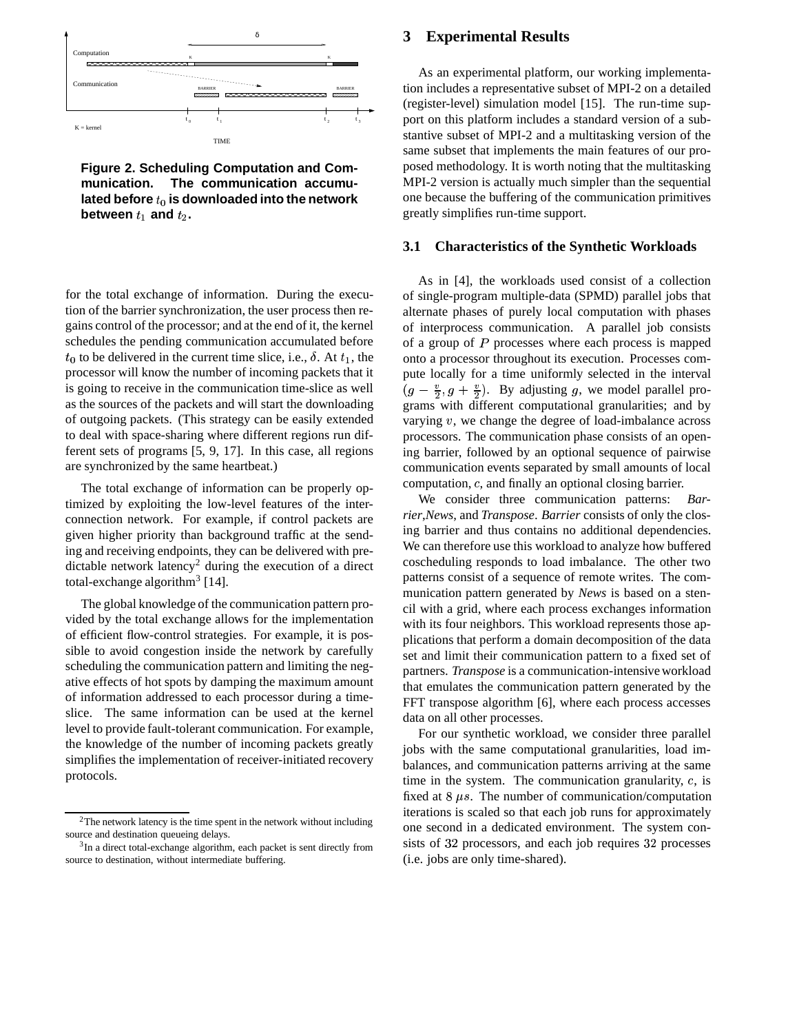Figure 2. Scheduling Computation and Communication. The communication accumulated before $t_0$ is downloaded into the network between $t_1$ and $t_2$.

for the total exchange of information. During the execution of the barrier synchronization, the user process then regains control of the processor; and at the end of it, the kernel schedules the pending communication accumulated before $t_0$ to be delivered in the current time slice, i.e., $\delta$. At $t_1$, the processor will know the number of incoming packets that it is going to receive in the communication time-slice as well as the sources of the packets and will start the downloading of outgoing packets. (This strategy can be easily extended to deal with space-sharing where different regions run different sets of programs [5, 9, 17]. In this case, all regions are synchronized by the same heartbeat.)

The total exchange of information can be properly optimized by exploiting the low-level features of the interconnection network. For example, if control packets are given higher priority than background traffic at the sending and receiving endpoints, they can be delivered with predictable network latency[2] during the execution of a direct total-exchange algorithm[3] [14].

The global knowledge of the communication pattern provided by the total exchange allows for the implementation of efficient flow-control strategies. For example, it is possible to avoid congestion inside the network by carefully scheduling the communication pattern and limiting the negative effects of hot spots by damping the maximum amount of information addressed to each processor during a time-slice. The same information can be used at the kernel level to provide fault-tolerant communication. For example, the knowledge of the number of incoming packets greatly simplifies the implementation of receiver-initiated recovery protocols.

[2] The network latency is the time spent in the network without including source and destination queueing delays.

[3] In a direct total-exchange algorithm, each packet is sent directly from source to destination, without intermediate buffering.

## 3 Experimental Results

As an experimental platform, our working implementation includes a representative subset of MPI-2 on a detailed (register-level) simulation model [15]. The run-time support on this platform includes a standard version of a substantive subset of MPI-2 and a multitasking version of the same subset that implements the main features of our proposed methodology. It is worth noting that the multitasking MPI-2 version is actually much simpler than the sequential one because the buffering of the communication primitives greatly simplifies run-time support.

### 3.1 Characteristics of the Synthetic Workloads

As in [4], the workloads used consist of a collection of single-program multiple-data (SPMD) parallel jobs that alternate phases of purely local computation with phases of interprocess communication. A parallel job consists of a group of $P$ processes where each process is mapped onto a processor throughout its execution. Processes compute locally for a time uniformly selected in the interval $(g - \frac{v}{2}, g + \frac{v}{2})$. By adjusting $g$, we model parallel programs with different computational granularities; and by varying $v$, we change the degree of load-imbalance across processors. The communication phase consists of an opening barrier, followed by an optional sequence of pairwise communication events separated by small amounts of local computation, $c$, and finally an optional closing barrier.

We consider three communication patterns: *Barrier*,*News*, and *Transpose*. *Barrier* consists of only the closing barrier and thus contains no additional dependencies. We can therefore use this workload to analyze how buffered coscheduling responds to load imbalance. The other two patterns consist of a sequence of remote writes. The communication pattern generated by *News* is based on a stencil with a grid, where each process exchanges information with its four neighbors. This workload represents those applications that perform a domain decomposition of the data set and limit their communication pattern to a fixed set of partners. *Transpose* is a communication-intensive workload that emulates the communication pattern generated by the FFT transpose algorithm [6], where each process accesses data on all other processes.

For our synthetic workload, we consider three parallel jobs with the same computational granularities, load imbalances, and communication patterns arriving at the same time in the system. The communication granularity, $c$, is fixed at $8\ \mu s$. The number of communication/computation iterations is scaled so that each job runs for approximately one second in a dedicated environment. The system consists of $32$ processors, and each job requires $32$ processes (i.e. jobs are only time-shared).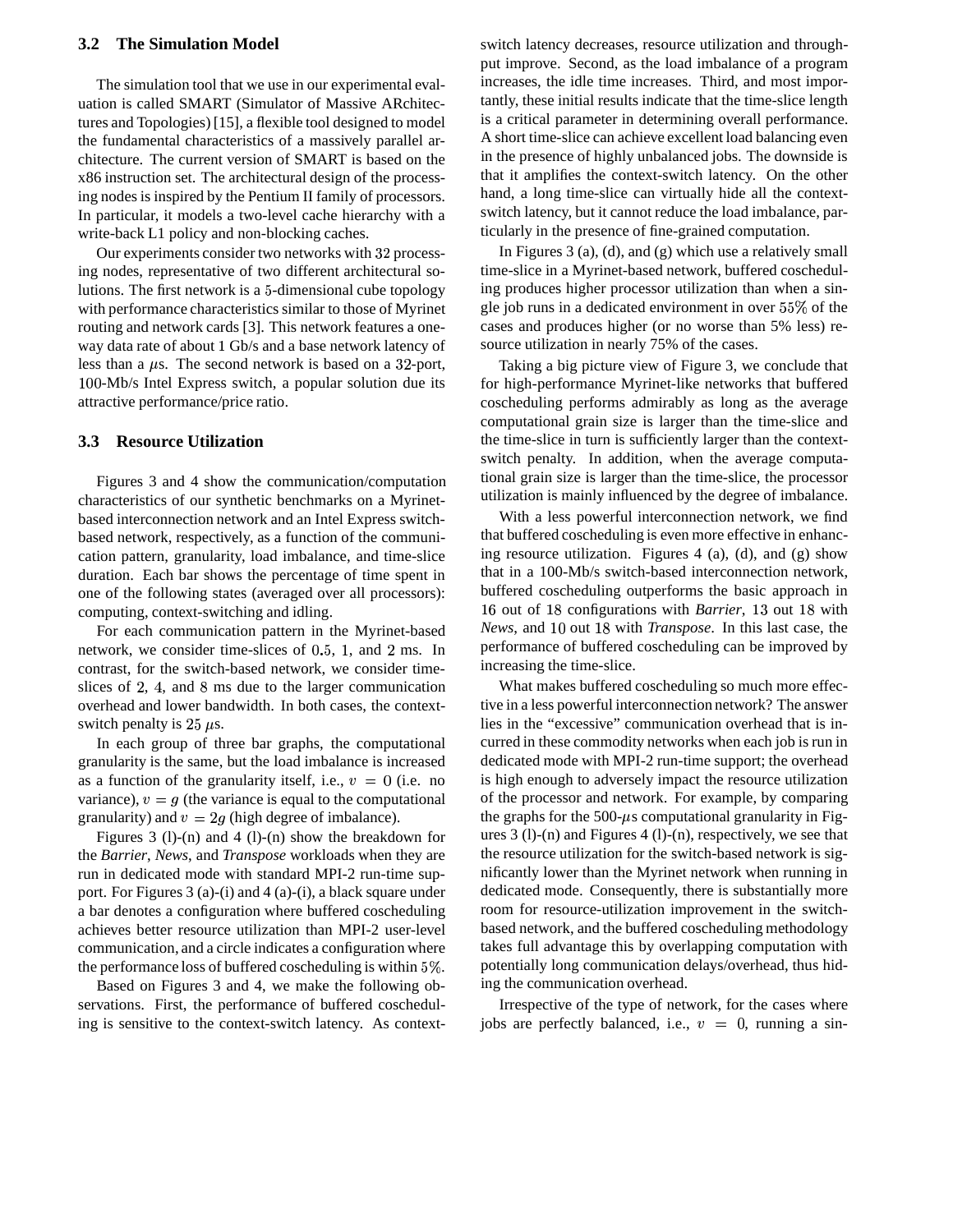### 3.2 The Simulation Model

The simulation tool that we use in our experimental evaluation is called SMART (Simulator of Massive ARchitectures and Topologies) [15], a flexible tool designed to model the fundamental characteristics of a massively parallel architecture. The current version of SMART is based on the x86 instruction set. The architectural design of the processing nodes is inspired by the Pentium II family of processors. In particular, it models a two-level cache hierarchy with a write-back L1 policy and non-blocking caches.

Our experiments consider two networks with 32 processing nodes, representative of two different architectural solutions. The first network is a 5-dimensional cube topology with performance characteristics similar to those of Myrinet routing and network cards [3]. This network features a one-way data rate of about 1 Gb/s and a base network latency of less than a $\mu$s. The second network is based on a 32-port, 100-Mb/s Intel Express switch, a popular solution due its attractive performance/price ratio.

### 3.3 Resource Utilization

Figures 3 and 4 show the communication/computation characteristics of our synthetic benchmarks on a Myrinet-based interconnection network and an Intel Express switch-based network, respectively, as a function of the communication pattern, granularity, load imbalance, and time-slice duration. Each bar shows the percentage of time spent in one of the following states (averaged over all processors): computing, context-switching and idling.

For each communication pattern in the Myrinet-based network, we consider time-slices of 0.5, 1, and 2 ms. In contrast, for the switch-based network, we consider time-slices of 2, 4, and 8 ms due to the larger communication overhead and lower bandwidth. In both cases, the context-switch penalty is 25 $\mu$s.

In each group of three bar graphs, the computational granularity is the same, but the load imbalance is increased as a function of the granularity itself, i.e., $v = 0$ (i.e. no variance), $v = g$ (the variance is equal to the computational granularity) and $v = 2g$ (high degree of imbalance).

Figures 3 (l)-(n) and 4 (l)-(n) show the breakdown for the *Barrier*, *News*, and *Transpose* workloads when they are run in dedicated mode with standard MPI-2 run-time support. For Figures 3 (a)-(i) and 4 (a)-(i), a black square under a bar denotes a configuration where buffered coscheduling achieves better resource utilization than MPI-2 user-level communication, and a circle indicates a configuration where the performance loss of buffered coscheduling is within 5%.

Based on Figures 3 and 4, we make the following observations. First, the performance of buffered coscheduling is sensitive to the context-switch latency. As context-switch latency decreases, resource utilization and throughput improve. Second, as the load imbalance of a program increases, the idle time increases. Third, and most importantly, these initial results indicate that the time-slice length is a critical parameter in determining overall performance. A short time-slice can achieve excellent load balancing even in the presence of highly unbalanced jobs. The downside is that it amplifies the context-switch latency. On the other hand, a long time-slice can virtually hide all the context-switch latency, but it cannot reduce the load imbalance, particularly in the presence of fine-grained computation.

In Figures 3 (a), (d), and (g) which use a relatively small time-slice in a Myrinet-based network, buffered coscheduling produces higher processor utilization than when a single job runs in a dedicated environment in over 55% of the cases and produces higher (or no worse than 5% less) resource utilization in nearly 75% of the cases.

Taking a big picture view of Figure 3, we conclude that for high-performance Myrinet-like networks that buffered coscheduling performs admirably as long as the average computational grain size is larger than the time-slice and the time-slice in turn is sufficiently larger than the context-switch penalty. In addition, when the average computational grain size is larger than the time-slice, the processor utilization is mainly influenced by the degree of imbalance.

With a less powerful interconnection network, we find that buffered coscheduling is even more effective in enhancing resource utilization. Figures 4 (a), (d), and (g) show that in a 100-Mb/s switch-based interconnection network, buffered coscheduling outperforms the basic approach in 16 out of 18 configurations with *Barrier*, 13 out 18 with *News*, and 10 out 18 with *Transpose*. In this last case, the performance of buffered coscheduling can be improved by increasing the time-slice.

What makes buffered coscheduling so much more effective in a less powerful interconnection network? The answer lies in the "excessive" communication overhead that is incurred in these commodity networks when each job is run in dedicated mode with MPI-2 run-time support; the overhead is high enough to adversely impact the resource utilization of the processor and network. For example, by comparing the graphs for the 500-$\mu$s computational granularity in Figures 3 (l)-(n) and Figures 4 (l)-(n), respectively, we see that the resource utilization for the switch-based network is significantly lower than the Myrinet network when running in dedicated mode. Consequently, there is substantially more room for resource-utilization improvement in the switch-based network, and the buffered coscheduling methodology takes full advantage this by overlapping computation with potentially long communication delays/overhead, thus hiding the communication overhead.

Irrespective of the type of network, for the cases where jobs are perfectly balanced, i.e., $v = 0$, running a sin-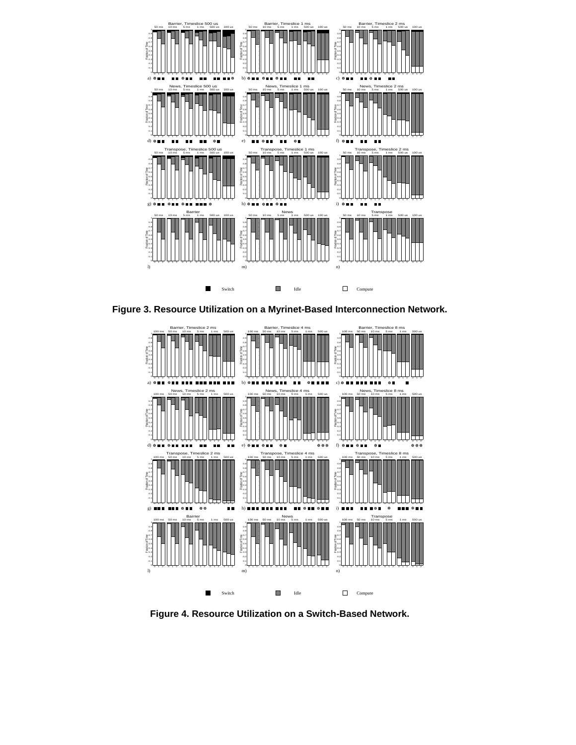Figure 3. Resource Utilization on a Myrinet-Based Interconnection Network.

Figure 4. Resource Utilization on a Switch-Based Network.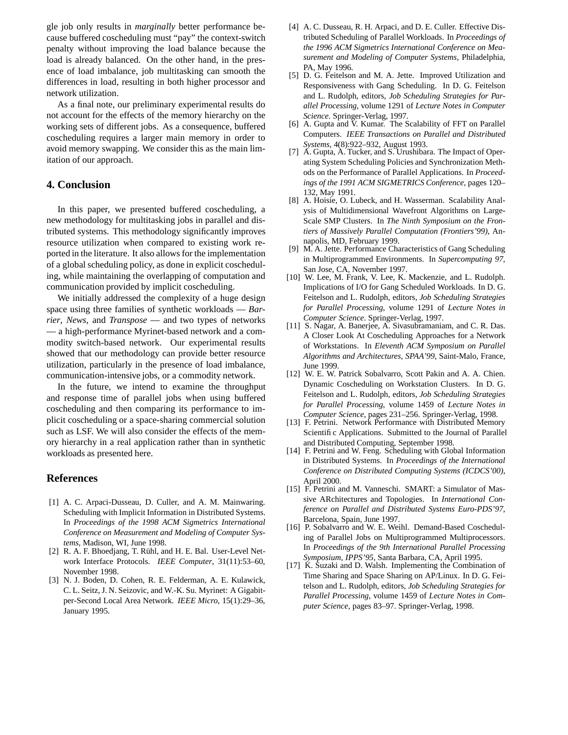gle job only results in *marginally* better performance because buffered coscheduling must "pay" the context-switch penalty without improving the load balance because the load is already balanced. On the other hand, in the presence of load imbalance, job multitasking can smooth the differences in load, resulting in both higher processor and network utilization.

As a final note, our preliminary experimental results do not account for the effects of the memory hierarchy on the working sets of different jobs. As a consequence, buffered coscheduling requires a larger main memory in order to avoid memory swapping. We consider this as the main limitation of our approach.

## 4. Conclusion

In this paper, we presented buffered coscheduling, a new methodology for multitasking jobs in parallel and distributed systems. This methodology significantly improves resource utilization when compared to existing work reported in the literature. It also allows for the implementation of a global scheduling policy, as done in explicit coscheduling, while maintaining the overlapping of computation and communication provided by implicit coscheduling.

We initially addressed the complexity of a huge design space using three families of synthetic workloads — *Barrier*, *News*, and *Transpose* — and two types of networks — a high-performance Myrinet-based network and a commodity switch-based network. Our experimental results showed that our methodology can provide better resource utilization, particularly in the presence of load imbalance, communication-intensive jobs, or a commodity network.

In the future, we intend to examine the throughput and response time of parallel jobs when using buffered coscheduling and then comparing its performance to implicit coscheduling or a space-sharing commercial solution such as LSF. We will also consider the effects of the memory hierarchy in a real application rather than in synthetic workloads as presented here.

## References

[1] A. C. Arpaci-Dusseau, D. Culler, and A. M. Mainwaring. Scheduling with Implicit Information in Distributed Systems. In *Proceedings of the 1998 ACM Sigmetrics International Conference on Measurement and Modeling of Computer Systems*, Madison, WI, June 1998.

[2] R. A. F. Bhoedjang, T. Rühl, and H. E. Bal. User-Level Network Interface Protocols. *IEEE Computer*, 31(11):53–60, November 1998.

[3] N. J. Boden, D. Cohen, R. E. Felderman, A. E. Kulawick, C. L. Seitz, J. N. Seizovic, and W.-K. Su. Myrinet: A Gigabit-per-Second Local Area Network. *IEEE Micro*, 15(1):29–36, January 1995.

[4] A. C. Dusseau, R. H. Arpaci, and D. E. Culler. Effective Distributed Scheduling of Parallel Workloads. In *Proceedings of the 1996 ACM Sigmetrics International Conference on Measurement and Modeling of Computer Systems*, Philadelphia, PA, May 1996.

[5] D. G. Feitelson and M. A. Jette. Improved Utilization and Responsiveness with Gang Scheduling. In D. G. Feitelson and L. Rudolph, editors, *Job Scheduling Strategies for Parallel Processing*, volume 1291 of *Lecture Notes in Computer Science*. Springer-Verlag, 1997.

[6] A. Gupta and V. Kumar. The Scalability of FFT on Parallel Computers. *IEEE Transactions on Parallel and Distributed Systems*, 4(8):922–932, August 1993.

[7] A. Gupta, A. Tucker, and S. Urushibara. The Impact of Operating System Scheduling Policies and Synchronization Methods on the Performance of Parallel Applications. In *Proceedings of the 1991 ACM SIGMETRICS Conference*, pages 120–132, May 1991.

[8] A. Hoisie, O. Lubeck, and H. Wasserman. Scalability Analysis of Multidimensional Wavefront Algorithms on Large-Scale SMP Clusters. In *The Ninth Symposium on the Frontiers of Massively Parallel Computation (Frontiers'99)*, Annapolis, MD, February 1999.

[9] M. A. Jette. Performance Characteristics of Gang Scheduling in Multiprogrammed Environments. In *Supercomputing 97*, San Jose, CA, November 1997.

[10] W. Lee, M. Frank, V. Lee, K. Mackenzie, and L. Rudolph. Implications of I/O for Gang Scheduled Workloads. In D. G. Feitelson and L. Rudolph, editors, *Job Scheduling Strategies for Parallel Processing*, volume 1291 of *Lecture Notes in Computer Science*. Springer-Verlag, 1997.

[11] S. Nagar, A. Banerjee, A. Sivasubramaniam, and C. R. Das. A Closer Look At Coscheduling Approaches for a Network of Workstations. In *Eleventh ACM Symposium on Parallel Algorithms and Architectures, SPAA'99*, Saint-Malo, France, June 1999.

[12] W. E. W. Patrick Sobalvarro, Scott Pakin and A. A. Chien. Dynamic Coscheduling on Workstation Clusters. In D. G. Feitelson and L. Rudolph, editors, *Job Scheduling Strategies for Parallel Processing*, volume 1459 of *Lecture Notes in Computer Science*, pages 231–256. Springer-Verlag, 1998.

[13] F. Petrini. Network Performance with Distributed Memory Scientific Applications. Submitted to the Journal of Parallel and Distributed Computing, September 1998.

[14] F. Petrini and W. Feng. Scheduling with Global Information in Distributed Systems. In *Proceedings of the International Conference on Distributed Computing Systems (ICDCS'00)*, April 2000.

[15] F. Petrini and M. Vanneschi. SMART: a Simulator of Massive ARchitectures and Topologies. In *International Conference on Parallel and Distributed Systems Euro-PDS'97*, Barcelona, Spain, June 1997.

[16] P. Sobalvarro and W. E. Weihl. Demand-Based Coscheduling of Parallel Jobs on Multiprogrammed Multiprocessors. In *Proceedings of the 9th International Parallel Processing Symposium, IPPS'95*, Santa Barbara, CA, April 1995.

[17] K. Suzaki and D. Walsh. Implementing the Combination of Time Sharing and Space Sharing on AP/Linux. In D. G. Feitelson and L. Rudolph, editors, *Job Scheduling Strategies for Parallel Processing*, volume 1459 of *Lecture Notes in Computer Science*, pages 83–97. Springer-Verlag, 1998.